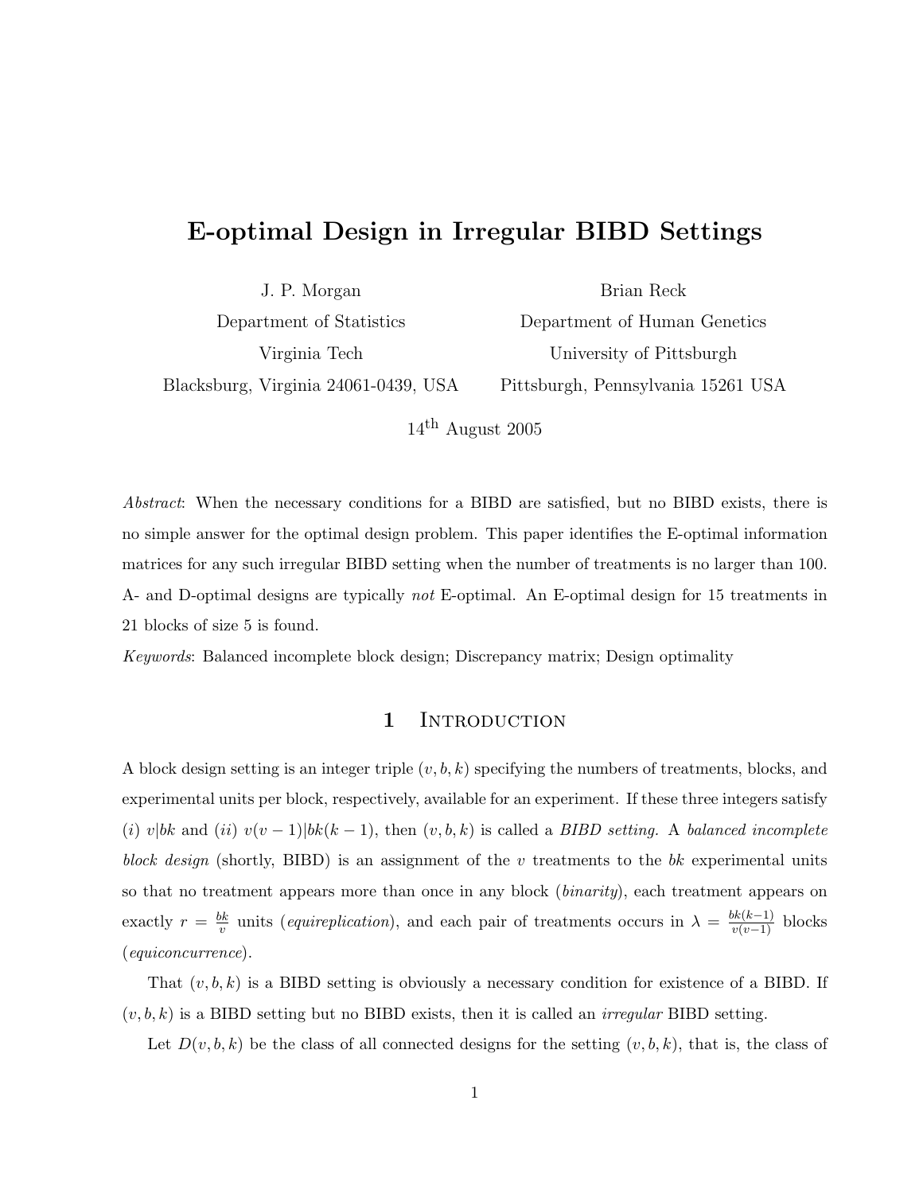# E-optimal Design in Irregular BIBD Settings

J. P. Morgan
Department of Statistics
Virginia Tech
Blacksburg, Virginia 24061-0439, USA

Brian Reck
Department of Human Genetics
University of Pittsburgh
Pittsburgh, Pennsylvania 15261 USA

14th August 2005

*Abstract*: When the necessary conditions for a BIBD are satisfied, but no BIBD exists, there is no simple answer for the optimal design problem. This paper identifies the E-optimal information matrices for any such irregular BIBD setting when the number of treatments is no larger than 100. A- and D-optimal designs are typically *not* E-optimal. An E-optimal design for 15 treatments in 21 blocks of size 5 is found.

*Keywords*: Balanced incomplete block design; Discrepancy matrix; Design optimality

## 1 Introduction

A block design setting is an integer triple $(v, b, k)$ specifying the numbers of treatments, blocks, and experimental units per block, respectively, available for an experiment. If these three integers satisfy $(i)$ $v|bk$ and $(ii)$ $v(v-1)|bk(k-1)$, then $(v, b, k)$ is called a *BIBD setting.* A *balanced incomplete block design* (shortly, BIBD) is an assignment of the $v$ treatments to the $bk$ experimental units so that no treatment appears more than once in any block (*binarity*), each treatment appears on exactly $r = \frac{bk}{v}$ units (*equireplication*), and each pair of treatments occurs in $\lambda = \frac{bk(k-1)}{v(v-1)}$ blocks (*equiconcurrence*).

That $(v, b, k)$ is a BIBD setting is obviously a necessary condition for existence of a BIBD. If $(v, b, k)$ is a BIBD setting but no BIBD exists, then it is called an *irregular* BIBD setting.

Let $D(v, b, k)$ be the class of all connected designs for the setting $(v, b, k)$, that is, the class of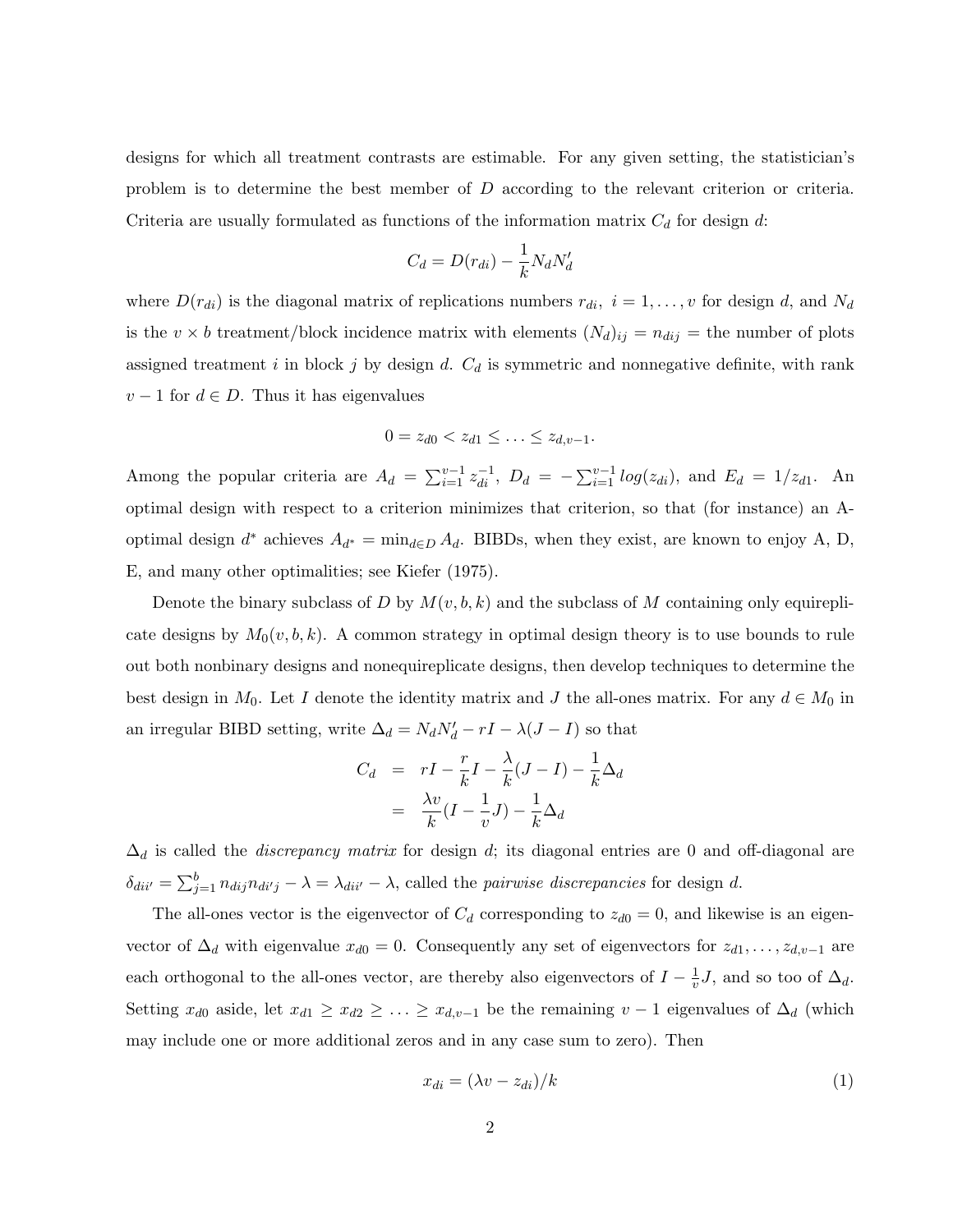designs for which all treatment contrasts are estimable. For any given setting, the statistician's problem is to determine the best member of $D$ according to the relevant criterion or criteria. Criteria are usually formulated as functions of the information matrix $C_d$ for design $d$:

$$C_d = D(r_{di}) - \frac{1}{k} N_d N_d'$$

where $D(r_{di})$ is the diagonal matrix of replications numbers $r_{di},\ i = 1, \ldots, v$ for design $d$, and $N_d$ is the $v \times b$ treatment/block incidence matrix with elements $(N_d)_{ij} = n_{dij}$ = the number of plots assigned treatment $i$ in block $j$ by design $d$. $C_d$ is symmetric and nonnegative definite, with rank $v-1$ for $d \in D$. Thus it has eigenvalues

$$0 = z_{d0} < z_{d1} \leq \ldots \leq z_{d,v-1}.$$

Among the popular criteria are $A_d = \sum_{i=1}^{v-1} z_{di}^{-1}$, $D_d = -\sum_{i=1}^{v-1} log(z_{di})$, and $E_d = 1/z_{d1}$. An optimal design with respect to a criterion minimizes that criterion, so that (for instance) an A-optimal design $d^*$ achieves $A_{d^*} = \min_{d \in D} A_d$. BIBDs, when they exist, are known to enjoy A, D, E, and many other optimalities; see Kiefer (1975).

Denote the binary subclass of $D$ by $M(v, b, k)$ and the subclass of $M$ containing only equireplicate designs by $M_0(v, b, k)$. A common strategy in optimal design theory is to use bounds to rule out both nonbinary designs and nonequireplicate designs, then develop techniques to determine the best design in $M_0$. Let $I$ denote the identity matrix and $J$ the all-ones matrix. For any $d \in M_0$ in an irregular BIBD setting, write $\Delta_d = N_d N_d' - rI - \lambda(J - I)$ so that

$$\begin{aligned} C_d &= rI - \frac{r}{k}I - \frac{\lambda}{k}(J - I) - \frac{1}{k}\Delta_d \\ &= \frac{\lambda v}{k}(I - \frac{1}{v}J) - \frac{1}{k}\Delta_d \end{aligned}$$

$\Delta_d$ is called the *discrepancy matrix* for design $d$; its diagonal entries are 0 and off-diagonal are $\delta_{dii'} = \sum_{j=1}^{b} n_{dij} n_{di'j} - \lambda = \lambda_{dii'} - \lambda$, called the *pairwise discrepancies* for design $d$.

The all-ones vector is the eigenvector of $C_d$ corresponding to $z_{d0} = 0$, and likewise is an eigenvector of $\Delta_d$ with eigenvalue $x_{d0} = 0$. Consequently any set of eigenvectors for $z_{d1}, \ldots, z_{d,v-1}$ are each orthogonal to the all-ones vector, are thereby also eigenvectors of $I - \frac{1}{v}J$, and so too of $\Delta_d$. Setting $x_{d0}$ aside, let $x_{d1} \geq x_{d2} \geq \ldots \geq x_{d,v-1}$ be the remaining $v - 1$ eigenvalues of $\Delta_d$ (which may include one or more additional zeros and in any case sum to zero). Then

$$x_{di} = (\lambda v - z_{di})/k \tag{1}$$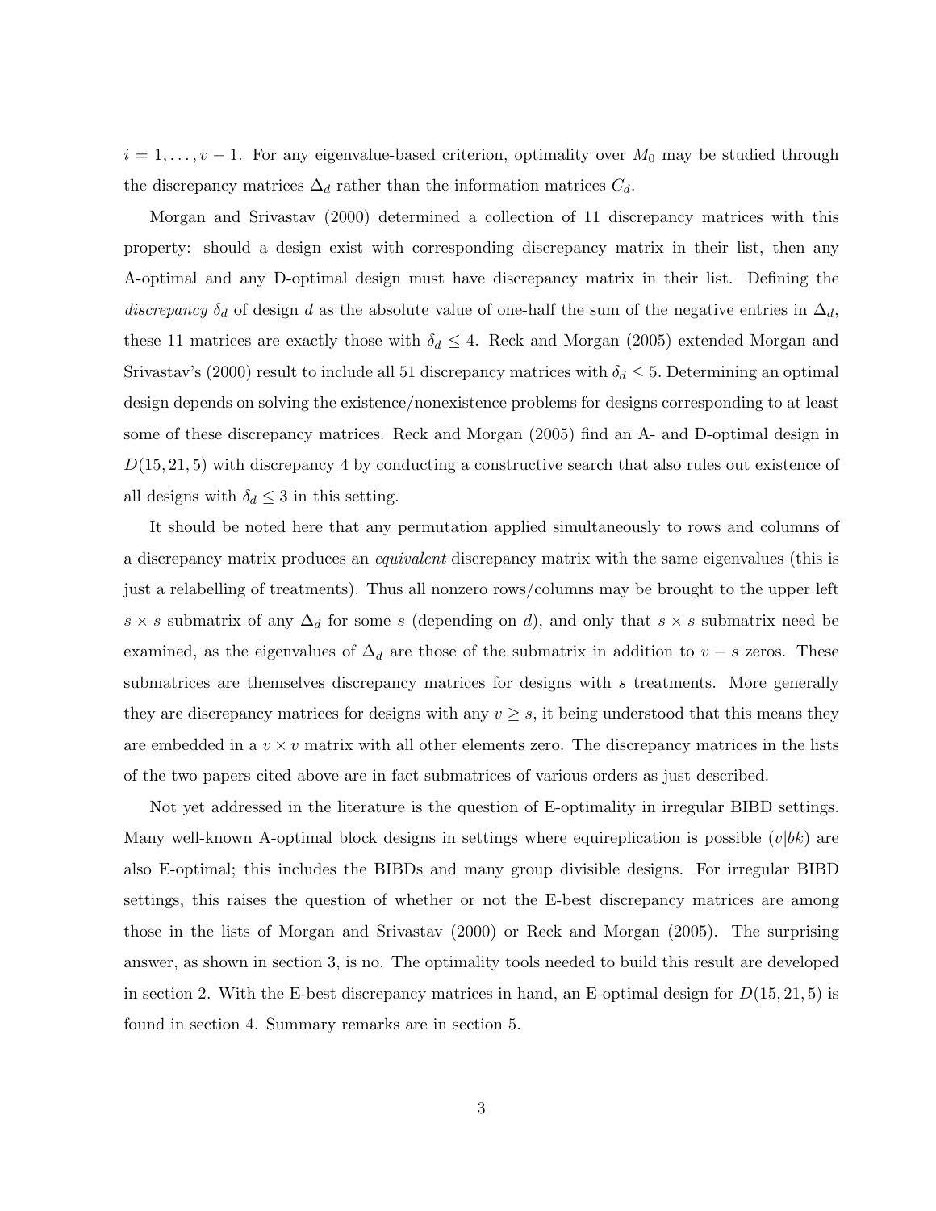$i = 1, \ldots, v-1$. For any eigenvalue-based criterion, optimality over $M_0$ may be studied through the discrepancy matrices $\Delta_d$ rather than the information matrices $C_d$.

Morgan and Srivastav (2000) determined a collection of 11 discrepancy matrices with this property: should a design exist with corresponding discrepancy matrix in their list, then any A-optimal and any D-optimal design must have discrepancy matrix in their list. Defining the *discrepancy* $\delta_d$ of design $d$ as the absolute value of one-half the sum of the negative entries in $\Delta_d$, these 11 matrices are exactly those with $\delta_d \leq 4$. Reck and Morgan (2005) extended Morgan and Srivastav's (2000) result to include all 51 discrepancy matrices with $\delta_d \leq 5$. Determining an optimal design depends on solving the existence/nonexistence problems for designs corresponding to at least some of these discrepancy matrices. Reck and Morgan (2005) find an A- and D-optimal design in $D(15, 21, 5)$ with discrepancy 4 by conducting a constructive search that also rules out existence of all designs with $\delta_d \leq 3$ in this setting.

It should be noted here that any permutation applied simultaneously to rows and columns of a discrepancy matrix produces an *equivalent* discrepancy matrix with the same eigenvalues (this is just a relabelling of treatments). Thus all nonzero rows/columns may be brought to the upper left $s \times s$ submatrix of any $\Delta_d$ for some $s$ (depending on $d$), and only that $s \times s$ submatrix need be examined, as the eigenvalues of $\Delta_d$ are those of the submatrix in addition to $v - s$ zeros. These submatrices are themselves discrepancy matrices for designs with $s$ treatments. More generally they are discrepancy matrices for designs with any $v \geq s$, it being understood that this means they are embedded in a $v \times v$ matrix with all other elements zero. The discrepancy matrices in the lists of the two papers cited above are in fact submatrices of various orders as just described.

Not yet addressed in the literature is the question of E-optimality in irregular BIBD settings. Many well-known A-optimal block designs in settings where equireplication is possible ($v|bk$) are also E-optimal; this includes the BIBDs and many group divisible designs. For irregular BIBD settings, this raises the question of whether or not the E-best discrepancy matrices are among those in the lists of Morgan and Srivastav (2000) or Reck and Morgan (2005). The surprising answer, as shown in section 3, is no. The optimality tools needed to build this result are developed in section 2. With the E-best discrepancy matrices in hand, an E-optimal design for $D(15, 21, 5)$ is found in section 4. Summary remarks are in section 5.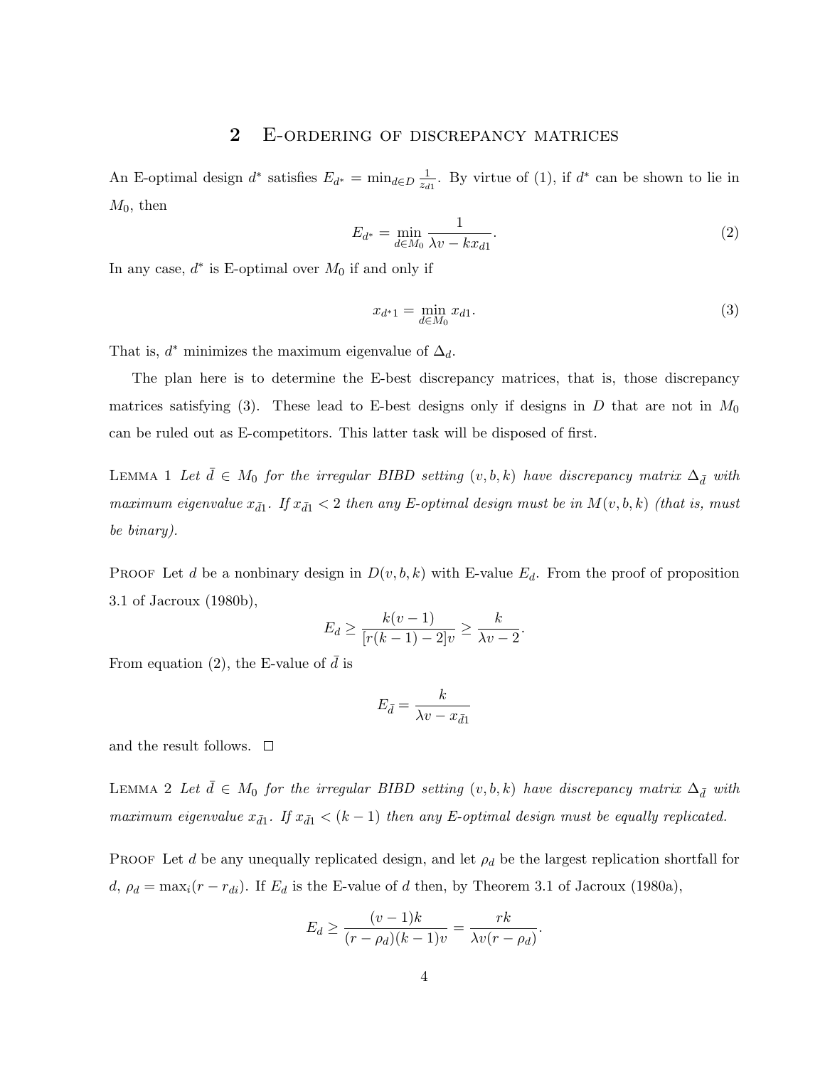## 2 E-ORDERING OF DISCREPANCY MATRICES

An E-optimal design $d^*$ satisfies $E_{d^*} = \min_{d \in D} \frac{1}{z_{d1}}$. By virtue of (1), if $d^*$ can be shown to lie in $M_0$, then

$$E_{d^*} = \min_{d \in M_0} \frac{1}{\lambda v - k x_{d1}}. \tag{2}$$

In any case, $d^*$ is E-optimal over $M_0$ if and only if

$$x_{d^*1} = \min_{d \in M_0} x_{d1}. \tag{3}$$

That is, $d^*$ minimizes the maximum eigenvalue of $\Delta_d$.

The plan here is to determine the E-best discrepancy matrices, that is, those discrepancy matrices satisfying (3). These lead to E-best designs only if designs in $D$ that are not in $M_0$ can be ruled out as E-competitors. This latter task will be disposed of first.

LEMMA 1 *Let $\bar{d} \in M_0$ for the irregular BIBD setting $(v, b, k)$ have discrepancy matrix $\Delta_{\bar{d}}$ with maximum eigenvalue $x_{\bar{d}1}$. If $x_{\bar{d}1} < 2$ then any E-optimal design must be in $M(v, b, k)$ (that is, must be binary).*

PROOF Let $d$ be a nonbinary design in $D(v, b, k)$ with E-value $E_d$. From the proof of proposition 3.1 of Jacroux (1980b),

$$E_d \geq \frac{k(v-1)}{[r(k-1) - 2]v} \geq \frac{k}{\lambda v - 2}.$$

From equation (2), the E-value of $\bar{d}$ is

$$E_{\bar{d}} = \frac{k}{\lambda v - x_{\bar{d}1}}$$

and the result follows. □

LEMMA 2 *Let $\bar{d} \in M_0$ for the irregular BIBD setting $(v, b, k)$ have discrepancy matrix $\Delta_{\bar{d}}$ with maximum eigenvalue $x_{\bar{d}1}$. If $x_{\bar{d}1} < (k-1)$ then any E-optimal design must be equally replicated.*

PROOF Let $d$ be any unequally replicated design, and let $\rho_d$ be the largest replication shortfall for $d$, $\rho_d = \max_i (r - r_{di})$. If $E_d$ is the E-value of $d$ then, by Theorem 3.1 of Jacroux (1980a),

$$E_d \geq \frac{(v-1)k}{(r - \rho_d)(k-1)v} = \frac{rk}{\lambda v (r - \rho_d)}.$$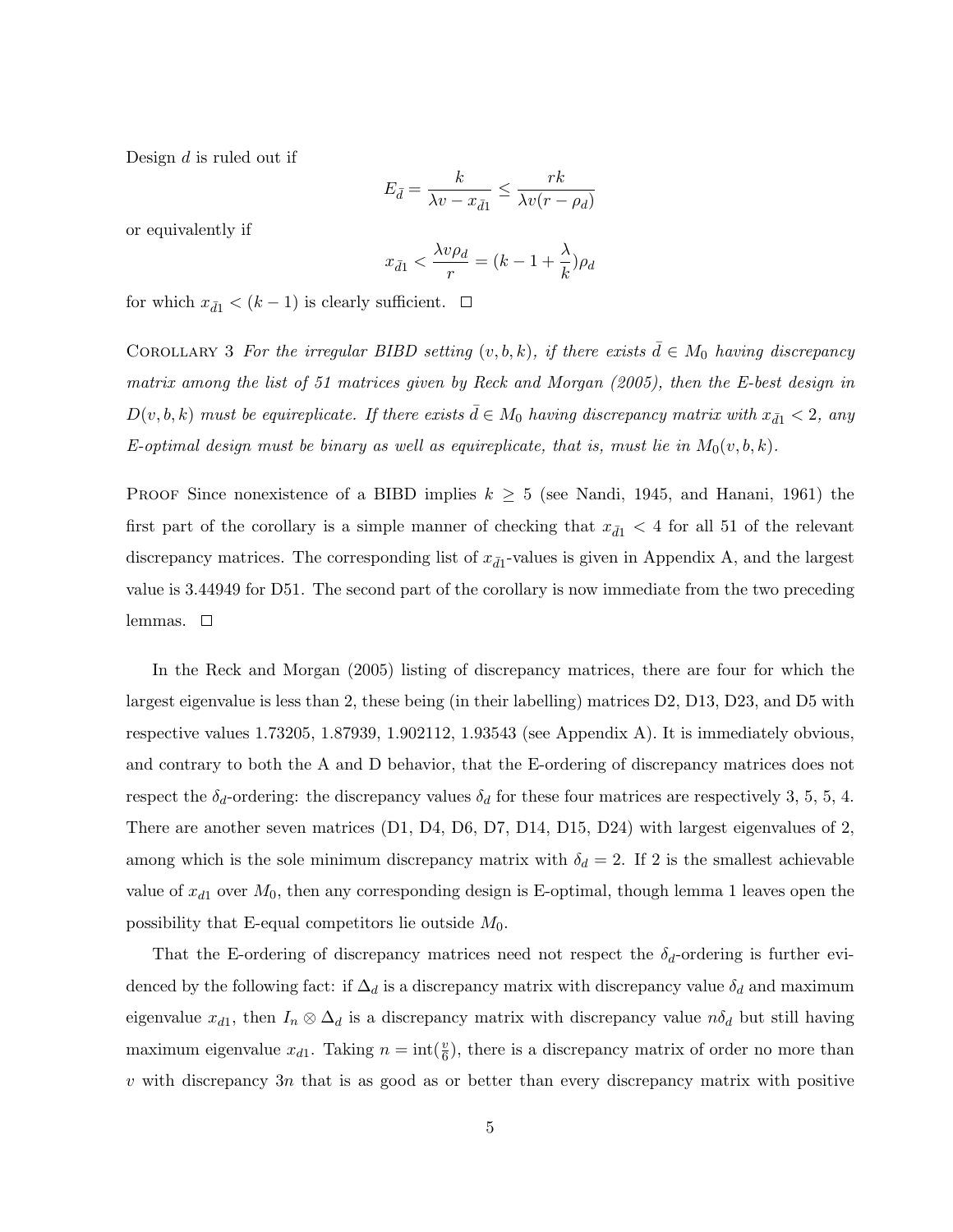Design $d$ is ruled out if

$$E_{\bar{d}} = \frac{k}{\lambda v - x_{\bar{d}1}} \leq \frac{rk}{\lambda v(r - \rho_d)}$$

or equivalently if

$$x_{\bar{d}1} < \frac{\lambda v \rho_d}{r} = (k - 1 + \frac{\lambda}{k})\rho_d$$

for which $x_{\bar{d}1} < (k-1)$ is clearly sufficient. □

Corollary 3 *For the irregular BIBD setting $(v, b, k)$, if there exists $\bar{d} \in M_0$ having discrepancy matrix among the list of 51 matrices given by Reck and Morgan (2005), then the E-best design in $D(v, b, k)$ must be equireplicate. If there exists $\bar{d} \in M_0$ having discrepancy matrix with $x_{\bar{d}1} < 2$, any E-optimal design must be binary as well as equireplicate, that is, must lie in $M_0(v, b, k)$.*

Proof Since nonexistence of a BIBD implies $k \geq 5$ (see Nandi, 1945, and Hanani, 1961) the first part of the corollary is a simple manner of checking that $x_{\bar{d}1} < 4$ for all 51 of the relevant discrepancy matrices. The corresponding list of $x_{\bar{d}1}$-values is given in Appendix A, and the largest value is 3.44949 for D51. The second part of the corollary is now immediate from the two preceding lemmas. □

In the Reck and Morgan (2005) listing of discrepancy matrices, there are four for which the largest eigenvalue is less than 2, these being (in their labelling) matrices D2, D13, D23, and D5 with respective values 1.73205, 1.87939, 1.902112, 1.93543 (see Appendix A). It is immediately obvious, and contrary to both the A and D behavior, that the E-ordering of discrepancy matrices does not respect the $\delta_d$-ordering: the discrepancy values $\delta_d$ for these four matrices are respectively 3, 5, 5, 4. There are another seven matrices (D1, D4, D6, D7, D14, D15, D24) with largest eigenvalues of 2, among which is the sole minimum discrepancy matrix with $\delta_d = 2$. If 2 is the smallest achievable value of $x_{d1}$ over $M_0$, then any corresponding design is E-optimal, though lemma 1 leaves open the possibility that E-equal competitors lie outside $M_0$.

That the E-ordering of discrepancy matrices need not respect the $\delta_d$-ordering is further evidenced by the following fact: if $\Delta_d$ is a discrepancy matrix with discrepancy value $\delta_d$ and maximum eigenvalue $x_{d1}$, then $I_n \otimes \Delta_d$ is a discrepancy matrix with discrepancy value $n\delta_d$ but still having maximum eigenvalue $x_{d1}$. Taking $n = \text{int}(\frac{v}{6})$, there is a discrepancy matrix of order no more than $v$ with discrepancy $3n$ that is as good as or better than every discrepancy matrix with positive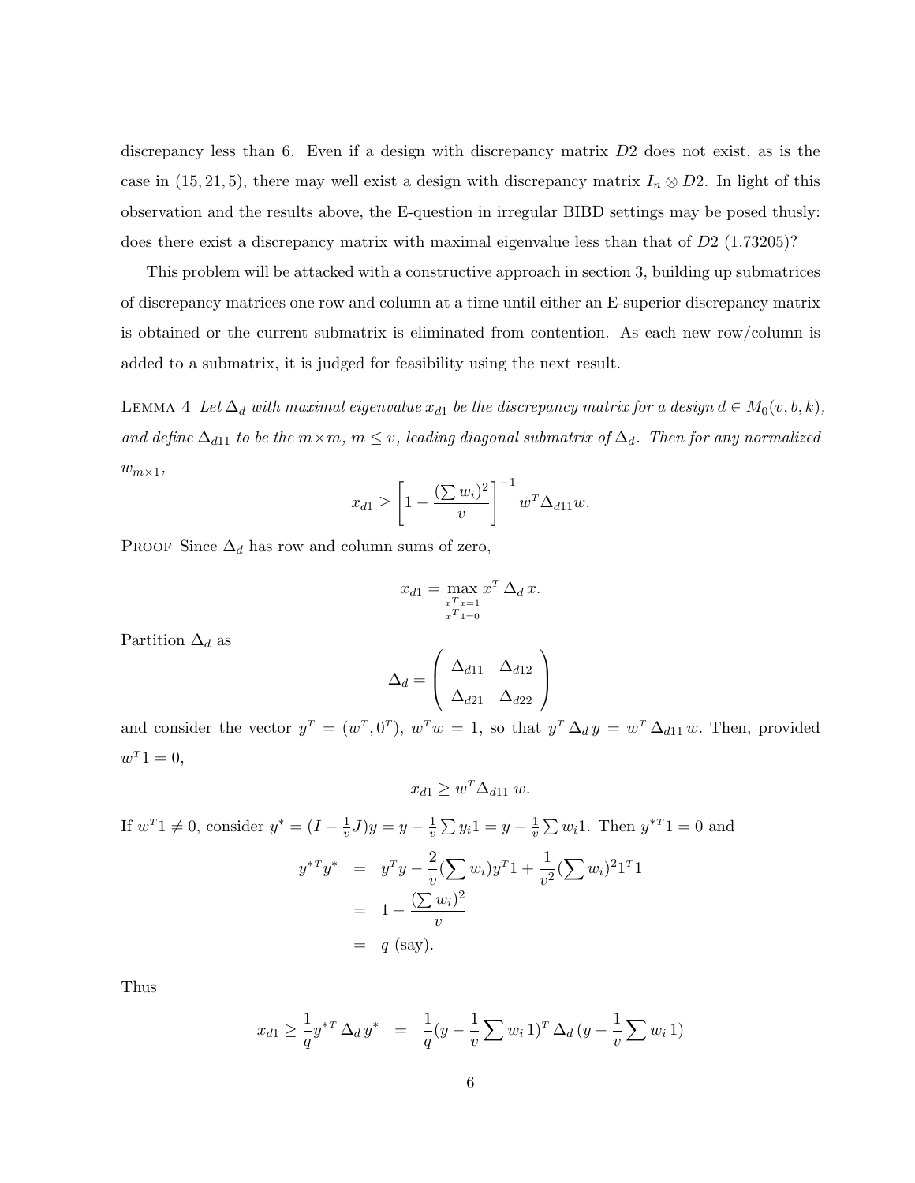discrepancy less than 6. Even if a design with discrepancy matrix $D2$ does not exist, as is the case in $(15, 21, 5)$, there may well exist a design with discrepancy matrix $I_n \otimes D2$. In light of this observation and the results above, the E-question in irregular BIBD settings may be posed thusly: does there exist a discrepancy matrix with maximal eigenvalue less than that of $D2$ (1.73205)?

This problem will be attacked with a constructive approach in section 3, building up submatrices of discrepancy matrices one row and column at a time until either an E-superior discrepancy matrix is obtained or the current submatrix is eliminated from contention. As each new row/column is added to a submatrix, it is judged for feasibility using the next result.

LEMMA 4 *Let $\Delta_d$ with maximal eigenvalue $x_{d1}$ be the discrepancy matrix for a design $d \in M_0(v, b, k)$, and define $\Delta_{d11}$ to be the $m \times m$, $m \leq v$, leading diagonal submatrix of $\Delta_d$. Then for any normalized $w_{m\times 1}$,*

$$x_{d1} \geq \left[1 - \frac{(\sum w_i)^2}{v}\right]^{-1} w^T \Delta_{d11} w.$$

PROOF Since $\Delta_d$ has row and column sums of zero,

$$x_{d1} = \max_{\substack{x^T x = 1 \\ x^T 1 = 0}} x^T \Delta_d \, x.$$

Partition $\Delta_d$ as

$$\Delta_d = \begin{pmatrix} \Delta_{d11} & \Delta_{d12} \\ \Delta_{d21} & \Delta_{d22} \end{pmatrix}$$

and consider the vector $y^T = (w^T, 0^T)$, $w^T w = 1$, so that $y^T \Delta_d \, y = w^T \Delta_{d11} \, w$. Then, provided $w^T 1 = 0$,

$$x_{d1} \geq w^T \Delta_{d11} \, w.$$

If $w^T 1 \neq 0$, consider $y^* = (I - \frac{1}{v} J) y = y - \frac{1}{v} \sum y_i 1 = y - \frac{1}{v} \sum w_i 1$. Then $y^{*T} 1 = 0$ and

$$\begin{aligned} y^{*T} y^* &= y^T y - \frac{2}{v} (\sum w_i) y^T 1 + \frac{1}{v^2} (\sum w_i)^2 1^T 1 \\ &= 1 - \frac{(\sum w_i)^2}{v} \\ &= q \text{ (say)}. \end{aligned}$$

Thus

$$x_{d1} \geq \frac{1}{q} y^{*T} \Delta_d \, y^* = \frac{1}{q} (y - \frac{1}{v} \sum w_i \, 1)^T \Delta_d \, (y - \frac{1}{v} \sum w_i \, 1)$$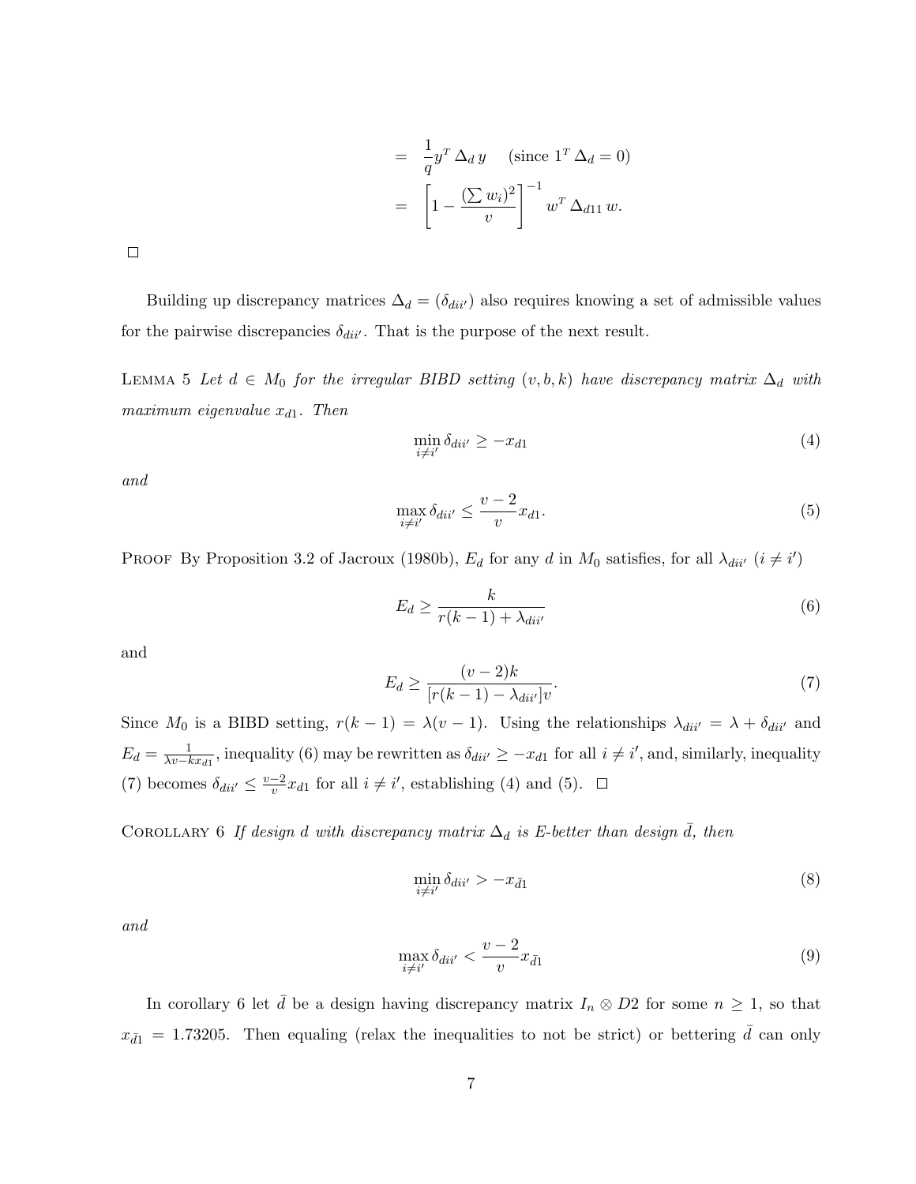$$
\begin{aligned}
&= \frac{1}{q} y^T \, \Delta_d \, y \quad \text{(since } 1^T \, \Delta_d = 0\text{)} \\
&= \left[ 1 - \frac{(\sum w_i)^2}{v} \right]^{-1} w^T \, \Delta_{d11} \, w.
\end{aligned}
$$

□

Building up discrepancy matrices $\Delta_d = (\delta_{dii'})$ also requires knowing a set of admissible values for the pairwise discrepancies $\delta_{dii'}$. That is the purpose of the next result.

LEMMA 5 *Let $d \in M_0$ for the irregular BIBD setting $(v, b, k)$ have discrepancy matrix $\Delta_d$ with maximum eigenvalue $x_{d1}$. Then*

$$
\min_{i \neq i'} \delta_{dii'} \geq -x_{d1} \tag{4}
$$

*and*

$$
\max_{i \neq i'} \delta_{dii'} \leq \frac{v-2}{v} x_{d1}. \tag{5}
$$

PROOF By Proposition 3.2 of Jacroux (1980b), $E_d$ for any $d$ in $M_0$ satisfies, for all $\lambda_{dii'}$ $(i \neq i')$

$$
E_d \geq \frac{k}{r(k-1) + \lambda_{dii'}} \tag{6}
$$

and

$$
E_d \geq \frac{(v-2)k}{[r(k-1) - \lambda_{dii'}]v}. \tag{7}
$$

Since $M_0$ is a BIBD setting, $r(k-1) = \lambda(v-1)$. Using the relationships $\lambda_{dii'} = \lambda + \delta_{dii'}$ and $E_d = \frac{1}{\lambda v - k x_{d1}}$, inequality (6) may be rewritten as $\delta_{dii'} \geq -x_{d1}$ for all $i \neq i'$, and, similarly, inequality (7) becomes $\delta_{dii'} \leq \frac{v-2}{v} x_{d1}$ for all $i \neq i'$, establishing (4) and (5). □

COROLLARY 6 *If design $d$ with discrepancy matrix $\Delta_d$ is E-better than design $\bar{d}$, then*

$$
\min_{i \neq i'} \delta_{dii'} > -x_{\bar{d}1} \tag{8}
$$

*and*

$$
\max_{i \neq i'} \delta_{dii'} < \frac{v-2}{v} x_{\bar{d}1} \tag{9}
$$

In corollary 6 let $\bar{d}$ be a design having discrepancy matrix $I_n \otimes D2$ for some $n \geq 1$, so that $x_{\bar{d}1} = 1.73205$. Then equaling (relax the inequalities to not be strict) or bettering $\bar{d}$ can only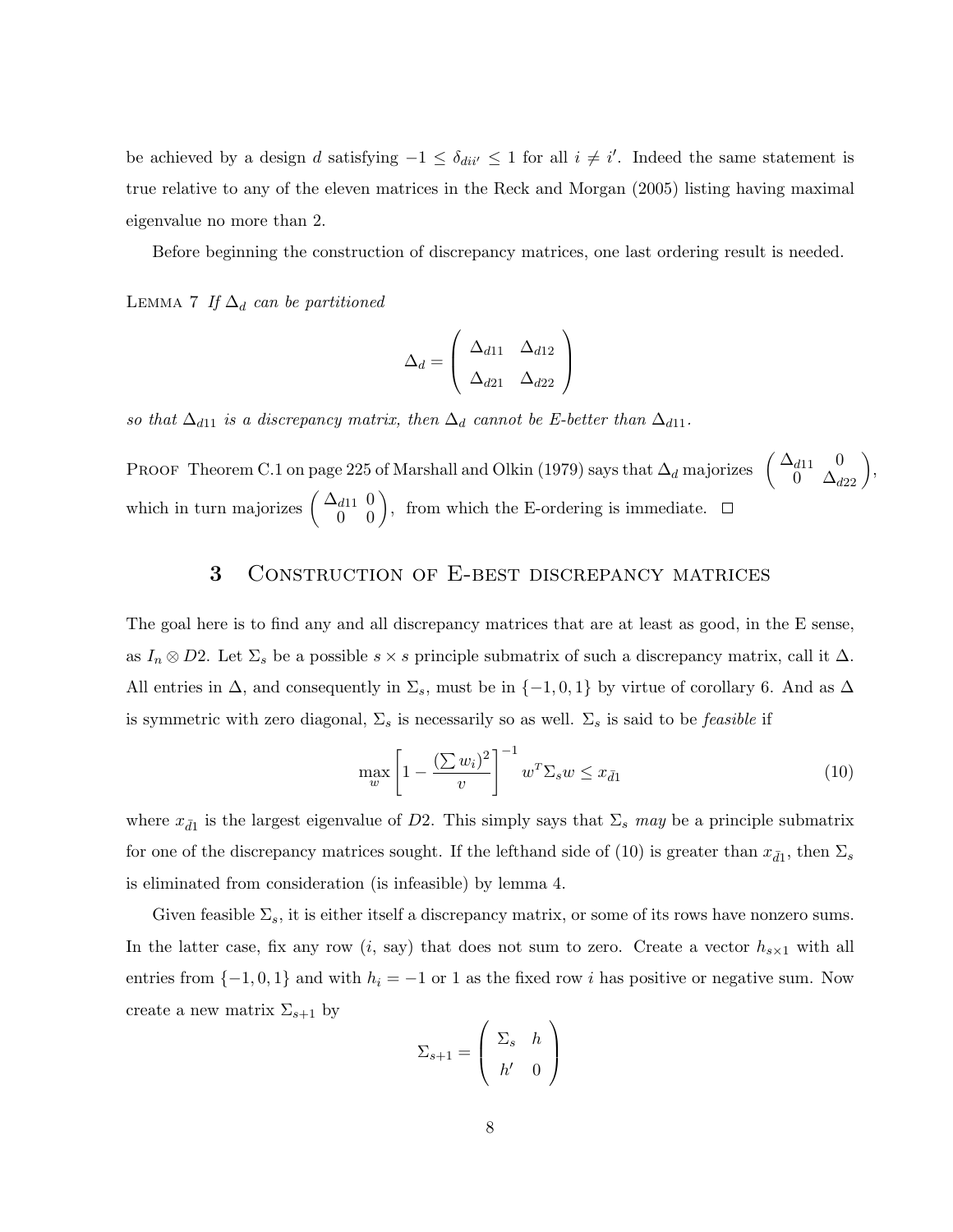be achieved by a design $d$ satisfying $-1 \leq \delta_{dii'} \leq 1$ for all $i \neq i'$. Indeed the same statement is true relative to any of the eleven matrices in the Reck and Morgan (2005) listing having maximal eigenvalue no more than 2.

Before beginning the construction of discrepancy matrices, one last ordering result is needed.

LEMMA 7 *If $\Delta_d$ can be partitioned*

$$\Delta_d = \begin{pmatrix} \Delta_{d11} & \Delta_{d12} \\ \Delta_{d21} & \Delta_{d22} \end{pmatrix}$$

*so that $\Delta_{d11}$ is a discrepancy matrix, then $\Delta_d$ cannot be E-better than $\Delta_{d11}$.*

PROOF Theorem C.1 on page 225 of Marshall and Olkin (1979) says that $\Delta_d$ majorizes $\begin{pmatrix} \Delta_{d11} & 0 \\ 0 & \Delta_{d22} \end{pmatrix}$, which in turn majorizes $\begin{pmatrix} \Delta_{d11} & 0 \\ 0 & 0 \end{pmatrix}$, from which the E-ordering is immediate. □

## 3 Construction of E-best discrepancy matrices

The goal here is to find any and all discrepancy matrices that are at least as good, in the E sense, as $I_n \otimes D2$. Let $\Sigma_s$ be a possible $s \times s$ principle submatrix of such a discrepancy matrix, call it $\Delta$. All entries in $\Delta$, and consequently in $\Sigma_s$, must be in $\{-1, 0, 1\}$ by virtue of corollary 6. And as $\Delta$ is symmetric with zero diagonal, $\Sigma_s$ is necessarily so as well. $\Sigma_s$ is said to be *feasible* if

$$\max_w \left[1 - \frac{(\sum w_i)^2}{v}\right]^{-1} w^T \Sigma_s w \leq x_{\bar{d}1} \tag{10}$$

where $x_{\bar{d}1}$ is the largest eigenvalue of $D2$. This simply says that $\Sigma_s$ *may* be a principle submatrix for one of the discrepancy matrices sought. If the lefthand side of (10) is greater than $x_{\bar{d}1}$, then $\Sigma_s$ is eliminated from consideration (is infeasible) by lemma 4.

Given feasible $\Sigma_s$, it is either itself a discrepancy matrix, or some of its rows have nonzero sums. In the latter case, fix any row ($i$, say) that does not sum to zero. Create a vector $h_{s\times 1}$ with all entries from $\{-1, 0, 1\}$ and with $h_i = -1$ or 1 as the fixed row $i$ has positive or negative sum. Now create a new matrix $\Sigma_{s+1}$ by

$$\Sigma_{s+1} = \begin{pmatrix} \Sigma_s & h \\ h' & 0 \end{pmatrix}$$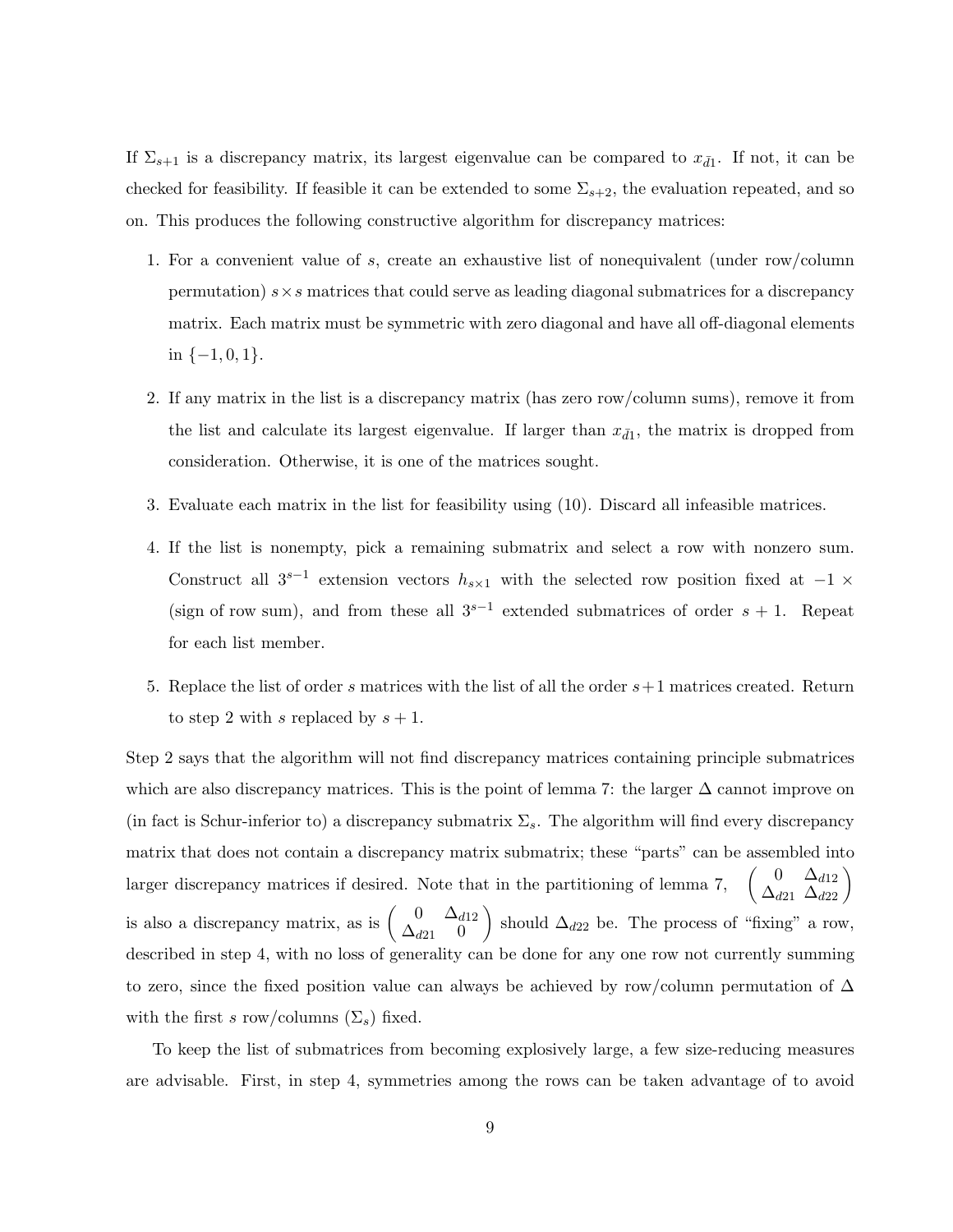If $\Sigma_{s+1}$ is a discrepancy matrix, its largest eigenvalue can be compared to $x_{\bar{d}1}$. If not, it can be checked for feasibility. If feasible it can be extended to some $\Sigma_{s+2}$, the evaluation repeated, and so on. This produces the following constructive algorithm for discrepancy matrices:

1. For a convenient value of $s$, create an exhaustive list of nonequivalent (under row/column permutation) $s \times s$ matrices that could serve as leading diagonal submatrices for a discrepancy matrix. Each matrix must be symmetric with zero diagonal and have all off-diagonal elements in $\{-1, 0, 1\}$.

2. If any matrix in the list is a discrepancy matrix (has zero row/column sums), remove it from the list and calculate its largest eigenvalue. If larger than $x_{\bar{d}1}$, the matrix is dropped from consideration. Otherwise, it is one of the matrices sought.

3. Evaluate each matrix in the list for feasibility using (10). Discard all infeasible matrices.

4. If the list is nonempty, pick a remaining submatrix and select a row with nonzero sum. Construct all $3^{s-1}$ extension vectors $h_{s\times 1}$ with the selected row position fixed at $-1 \times$ (sign of row sum), and from these all $3^{s-1}$ extended submatrices of order $s+1$. Repeat for each list member.

5. Replace the list of order $s$ matrices with the list of all the order $s+1$ matrices created. Return to step 2 with $s$ replaced by $s+1$.

Step 2 says that the algorithm will not find discrepancy matrices containing principle submatrices which are also discrepancy matrices. This is the point of lemma 7: the larger $\Delta$ cannot improve on (in fact is Schur-inferior to) a discrepancy submatrix $\Sigma_s$. The algorithm will find every discrepancy matrix that does not contain a discrepancy matrix submatrix; these "parts" can be assembled into larger discrepancy matrices if desired. Note that in the partitioning of lemma 7, $\begin{pmatrix} 0 & \Delta_{d12} \\ \Delta_{d21} & \Delta_{d22} \end{pmatrix}$ is also a discrepancy matrix, as is $\begin{pmatrix} 0 & \Delta_{d12} \\ \Delta_{d21} & 0 \end{pmatrix}$ should $\Delta_{d22}$ be. The process of "fixing" a row, described in step 4, with no loss of generality can be done for any one row not currently summing to zero, since the fixed position value can always be achieved by row/column permutation of $\Delta$ with the first $s$ row/columns ($\Sigma_s$) fixed.

To keep the list of submatrices from becoming explosively large, a few size-reducing measures are advisable. First, in step 4, symmetries among the rows can be taken advantage of to avoid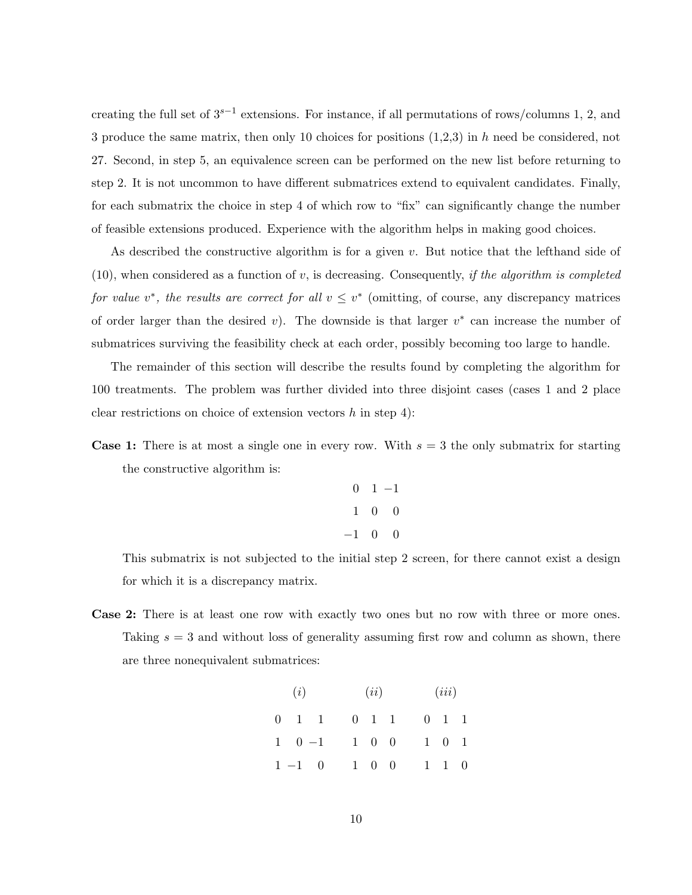creating the full set of $3^{s-1}$ extensions. For instance, if all permutations of rows/columns 1, 2, and 3 produce the same matrix, then only 10 choices for positions (1,2,3) in $h$ need be considered, not 27. Second, in step 5, an equivalence screen can be performed on the new list before returning to step 2. It is not uncommon to have different submatrices extend to equivalent candidates. Finally, for each submatrix the choice in step 4 of which row to "fix" can significantly change the number of feasible extensions produced. Experience with the algorithm helps in making good choices.

As described the constructive algorithm is for a given $v$. But notice that the lefthand side of (10), when considered as a function of $v$, is decreasing. Consequently, *if the algorithm is completed for value $v^*$, the results are correct for all $v \leq v^*$* (omitting, of course, any discrepancy matrices of order larger than the desired $v$). The downside is that larger $v^*$ can increase the number of submatrices surviving the feasibility check at each order, possibly becoming too large to handle.

The remainder of this section will describe the results found by completing the algorithm for 100 treatments. The problem was further divided into three disjoint cases (cases 1 and 2 place clear restrictions on choice of extension vectors $h$ in step 4):

**Case 1:** There is at most a single one in every row. With $s = 3$ the only submatrix for starting the constructive algorithm is:

$$
\begin{array}{rrr}
0 & 1 & -1 \\
1 & 0 & 0 \\
-1 & 0 & 0
\end{array}
$$

This submatrix is not subjected to the initial step 2 screen, for there cannot exist a design for which it is a discrepancy matrix.

**Case 2:** There is at least one row with exactly two ones but no row with three or more ones. Taking $s = 3$ and without loss of generality assuming first row and column as shown, there are three nonequivalent submatrices:

$$
\begin{array}{ccc}
(i) & (ii) & (iii) \\
\begin{array}{rrr}
0 & 1 & 1 \\
1 & 0 & -1 \\
1 & -1 & 0
\end{array}
&
\begin{array}{rrr}
0 & 1 & 1 \\
1 & 0 & 0 \\
1 & 0 & 0
\end{array}
&
\begin{array}{rrr}
0 & 1 & 1 \\
1 & 0 & 1 \\
1 & 1 & 0
\end{array}
\end{array}
$$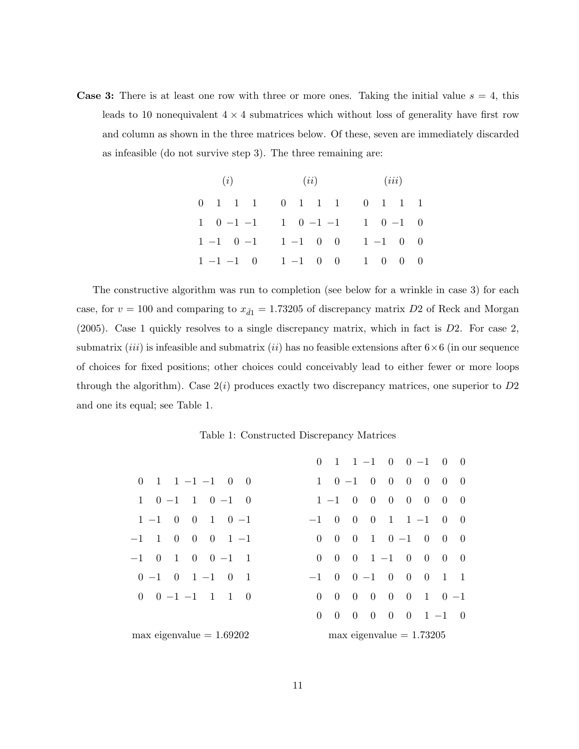**Case 3:** There is at least one row with three or more ones. Taking the initial value $s = 4$, this leads to 10 nonequivalent $4 \times 4$ submatrices which without loss of generality have first row and column as shown in the three matrices below. Of these, seven are immediately discarded as infeasible (do not survive step 3). The three remaining are:

$$
\begin{array}{ccc}
(i) & (ii) & (iii) \\
\begin{matrix}
0 & 1 & 1 & 1 \\
1 & 0 & -1 & -1 \\
1 & -1 & 0 & -1 \\
1 & -1 & -1 & 0
\end{matrix}
&
\begin{matrix}
0 & 1 & 1 & 1 \\
1 & 0 & -1 & -1 \\
1 & -1 & 0 & 0 \\
1 & -1 & 0 & 0
\end{matrix}
&
\begin{matrix}
0 & 1 & 1 & 1 \\
1 & 0 & -1 & 0 \\
1 & -1 & 0 & 0 \\
1 & 0 & 0 & 0
\end{matrix}
\end{array}
$$

The constructive algorithm was run to completion (see below for a wrinkle in case 3) for each case, for $v = 100$ and comparing to $x_{\bar{d}1} = 1.73205$ of discrepancy matrix $D2$ of Reck and Morgan (2005). Case 1 quickly resolves to a single discrepancy matrix, which in fact is $D2$. For case 2, submatrix $(iii)$ is infeasible and submatrix $(ii)$ has no feasible extensions after $6 \times 6$ (in our sequence of choices for fixed positions; other choices could conceivably lead to either fewer or more loops through the algorithm). Case 2$(i)$ produces exactly two discrepancy matrices, one superior to $D2$ and one its equal; see Table 1.

Table 1: Constructed Discrepancy Matrices

$$
\begin{matrix}
0 & 1 & 1 & -1 & -1 & 0 & 0 \\
1 & 0 & -1 & 1 & 0 & -1 & 0 \\
1 & -1 & 0 & 0 & 1 & 0 & -1 \\
-1 & 1 & 0 & 0 & 0 & 1 & -1 \\
-1 & 0 & 1 & 0 & 0 & -1 & 1 \\
0 & -1 & 0 & 1 & -1 & 0 & 1 \\
0 & 0 & -1 & -1 & 1 & 1 & 0
\end{matrix}
\qquad
\begin{matrix}
0 & 1 & 1 & -1 & 0 & 0 & -1 & 0 & 0 \\
1 & 0 & -1 & 0 & 0 & 0 & 0 & 0 & 0 \\
1 & -1 & 0 & 0 & 0 & 0 & 0 & 0 & 0 \\
-1 & 0 & 0 & 0 & 1 & 1 & -1 & 0 & 0 \\
0 & 0 & 0 & 1 & 0 & -1 & 0 & 0 & 0 \\
0 & 0 & 0 & 1 & -1 & 0 & 0 & 0 & 0 \\
-1 & 0 & 0 & -1 & 0 & 0 & 0 & 1 & 1 \\
0 & 0 & 0 & 0 & 0 & 0 & 1 & 0 & -1 \\
0 & 0 & 0 & 0 & 0 & 0 & 1 & -1 & 0
\end{matrix}
$$

max eigenvalue = 1.69202 &nbsp;&nbsp;&nbsp;&nbsp;&nbsp;&nbsp;&nbsp;&nbsp; max eigenvalue = 1.73205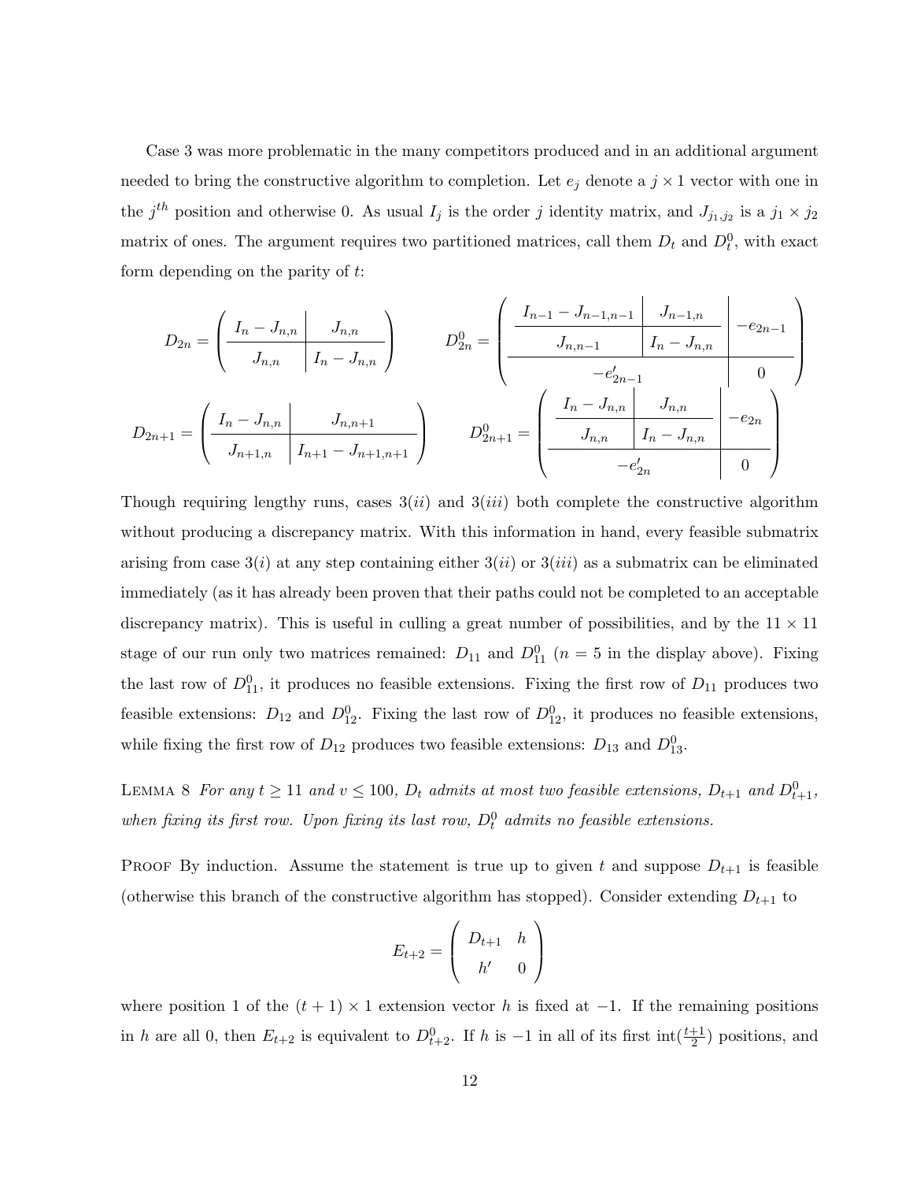Case 3 was more problematic in the many competitors produced and in an additional argument needed to bring the constructive algorithm to completion. Let $e_j$ denote a $j \times 1$ vector with one in the $j^{th}$ position and otherwise 0. As usual $I_j$ is the order $j$ identity matrix, and $J_{j_1,j_2}$ is a $j_1 \times j_2$ matrix of ones. The argument requires two partitioned matrices, call them $D_t$ and $D_t^0$, with exact form depending on the parity of $t$:

$$D_{2n} = \left( \begin{array}{c|c} I_n - J_{n,n} & J_{n,n} \\ \hline J_{n,n} & I_n - J_{n,n} \end{array} \right) \qquad D_{2n}^0 = \left( \begin{array}{cc|c} \begin{array}{c|c} I_{n-1} - J_{n-1,n-1} & J_{n-1,n} \\ \hline J_{n,n-1} & I_n - J_{n,n} \end{array} & & -e_{2n-1} \\ \hline -e'_{2n-1} & & 0 \end{array} \right)$$

$$D_{2n+1} = \left( \begin{array}{c|c} I_n - J_{n,n} & J_{n,n+1} \\ \hline J_{n+1,n} & I_{n+1} - J_{n+1,n+1} \end{array} \right) \qquad D_{2n+1}^0 = \left( \begin{array}{cc|c} \begin{array}{c|c} I_n - J_{n,n} & J_{n,n} \\ \hline J_{n,n} & I_n - J_{n,n} \end{array} & & -e_{2n} \\ \hline -e'_{2n} & & 0 \end{array} \right)$$

Though requiring lengthy runs, cases $3(ii)$ and $3(iii)$ both complete the constructive algorithm without producing a discrepancy matrix. With this information in hand, every feasible submatrix arising from case $3(i)$ at any step containing either $3(ii)$ or $3(iii)$ as a submatrix can be eliminated immediately (as it has already been proven that their paths could not be completed to an acceptable discrepancy matrix). This is useful in culling a great number of possibilities, and by the $11 \times 11$ stage of our run only two matrices remained: $D_{11}$ and $D_{11}^0$ ($n = 5$ in the display above). Fixing the last row of $D_{11}^0$, it produces no feasible extensions. Fixing the first row of $D_{11}$ produces two feasible extensions: $D_{12}$ and $D_{12}^0$. Fixing the last row of $D_{12}^0$, it produces no feasible extensions, while fixing the first row of $D_{12}$ produces two feasible extensions: $D_{13}$ and $D_{13}^0$.

LEMMA 8 *For any $t \geq 11$ and $v \leq 100$, $D_t$ admits at most two feasible extensions, $D_{t+1}$ and $D_{t+1}^0$, when fixing its first row. Upon fixing its last row, $D_t^0$ admits no feasible extensions.*

PROOF By induction. Assume the statement is true up to given $t$ and suppose $D_{t+1}$ is feasible (otherwise this branch of the constructive algorithm has stopped). Consider extending $D_{t+1}$ to

$$E_{t+2} = \begin{pmatrix} D_{t+1} & h \\ h' & 0 \end{pmatrix}$$

where position 1 of the $(t+1) \times 1$ extension vector $h$ is fixed at $-1$. If the remaining positions in $h$ are all 0, then $E_{t+2}$ is equivalent to $D_{t+2}^0$. If $h$ is $-1$ in all of its first $\text{int}(\frac{t+1}{2})$ positions, and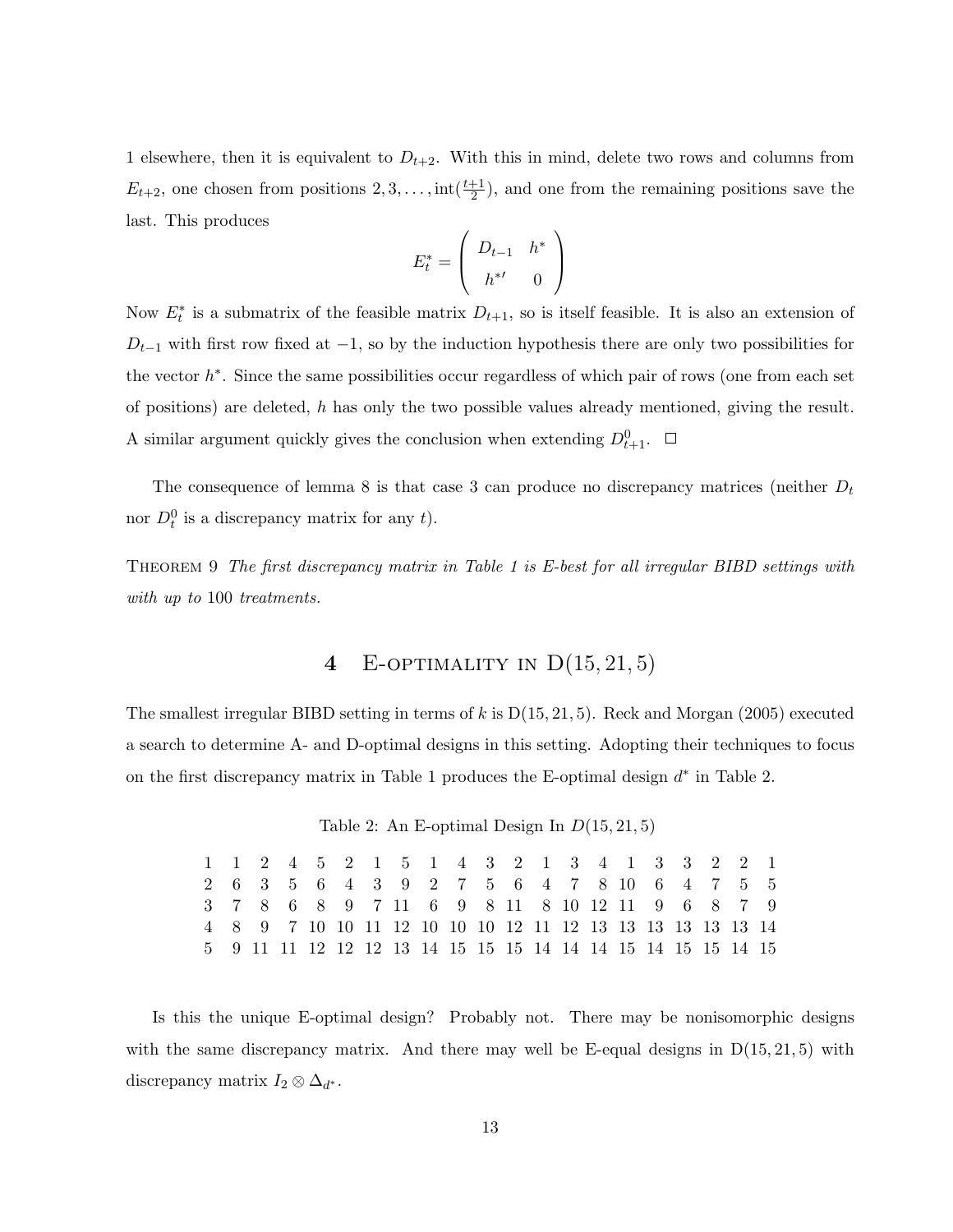1 elsewhere, then it is equivalent to $D_{t+2}$. With this in mind, delete two rows and columns from $E_{t+2}$, one chosen from positions $2, 3, \ldots, \text{int}(\frac{t+1}{2})$, and one from the remaining positions save the last. This produces

$$E_t^* = \begin{pmatrix} D_{t-1} & h^* \\ h^{*\prime} & 0 \end{pmatrix}$$

Now $E_t^*$ is a submatrix of the feasible matrix $D_{t+1}$, so is itself feasible. It is also an extension of $D_{t-1}$ with first row fixed at $-1$, so by the induction hypothesis there are only two possibilities for the vector $h^*$. Since the same possibilities occur regardless of which pair of rows (one from each set of positions) are deleted, $h$ has only the two possible values already mentioned, giving the result. A similar argument quickly gives the conclusion when extending $D_{t+1}^0$. $\square$

The consequence of lemma 8 is that case 3 can produce no discrepancy matrices (neither $D_t$ nor $D_t^0$ is a discrepancy matrix for any $t$).

Theorem 9 *The first discrepancy matrix in Table 1 is E-best for all irregular BIBD settings with with up to* 100 *treatments.*

## 4 E-optimality in D(15, 21, 5)

The smallest irregular BIBD setting in terms of $k$ is D(15, 21, 5). Reck and Morgan (2005) executed a search to determine A- and D-optimal designs in this setting. Adopting their techniques to focus on the first discrepancy matrix in Table 1 produces the E-optimal design $d^*$ in Table 2.

Table 2: An E-optimal Design In $D(15, 21, 5)$

| | | | | | | | | | | | | | | | | | | | | |
|---|---|---|---|---|---|---|---|---|---|---|---|---|---|---|---|---|---|---|---|---|
| 1 | 1 | 2 | 4 | 5 | 2 | 1 | 5 | 1 | 4 | 3 | 2 | 1 | 3 | 4 | 1 | 3 | 3 | 2 | 2 | 1 |
| 2 | 6 | 3 | 5 | 6 | 4 | 3 | 9 | 2 | 7 | 5 | 6 | 4 | 7 | 8 | 10 | 6 | 4 | 7 | 5 | 5 |
| 3 | 7 | 8 | 6 | 8 | 9 | 7 | 11 | 6 | 9 | 8 | 11 | 8 | 10 | 12 | 11 | 9 | 6 | 8 | 7 | 9 |
| 4 | 8 | 9 | 7 | 10 | 10 | 11 | 12 | 10 | 10 | 10 | 12 | 11 | 12 | 13 | 13 | 13 | 13 | 13 | 13 | 14 |
| 5 | 9 | 11 | 11 | 12 | 12 | 12 | 13 | 14 | 15 | 15 | 15 | 14 | 14 | 14 | 15 | 14 | 15 | 15 | 14 | 15 |

Is this the unique E-optimal design? Probably not. There may be nonisomorphic designs with the same discrepancy matrix. And there may well be E-equal designs in D(15, 21, 5) with discrepancy matrix $I_2 \otimes \Delta_{d^*}$.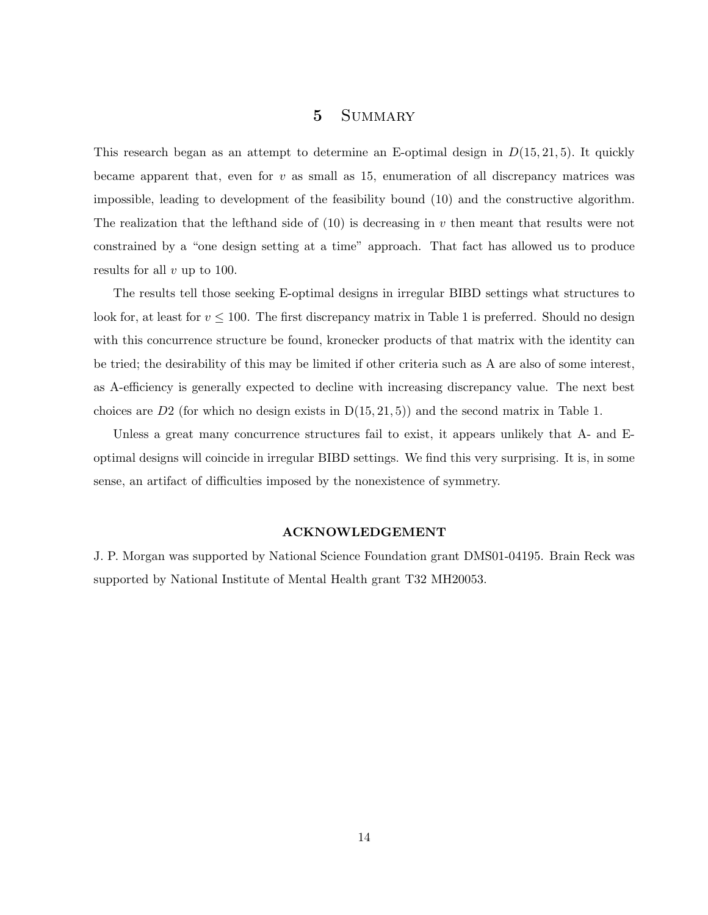## 5 Summary

This research began as an attempt to determine an E-optimal design in $D(15, 21, 5)$. It quickly became apparent that, even for $v$ as small as 15, enumeration of all discrepancy matrices was impossible, leading to development of the feasibility bound (10) and the constructive algorithm. The realization that the lefthand side of (10) is decreasing in $v$ then meant that results were not constrained by a "one design setting at a time" approach. That fact has allowed us to produce results for all $v$ up to 100.

The results tell those seeking E-optimal designs in irregular BIBD settings what structures to look for, at least for $v \leq 100$. The first discrepancy matrix in Table 1 is preferred. Should no design with this concurrence structure be found, kronecker products of that matrix with the identity can be tried; the desirability of this may be limited if other criteria such as A are also of some interest, as A-efficiency is generally expected to decline with increasing discrepancy value. The next best choices are $D2$ (for which no design exists in D(15, 21, 5)) and the second matrix in Table 1.

Unless a great many concurrence structures fail to exist, it appears unlikely that A- and E-optimal designs will coincide in irregular BIBD settings. We find this very surprising. It is, in some sense, an artifact of difficulties imposed by the nonexistence of symmetry.

### ACKNOWLEDGEMENT

J. P. Morgan was supported by National Science Foundation grant DMS01-04195. Brain Reck was supported by National Institute of Mental Health grant T32 MH20053.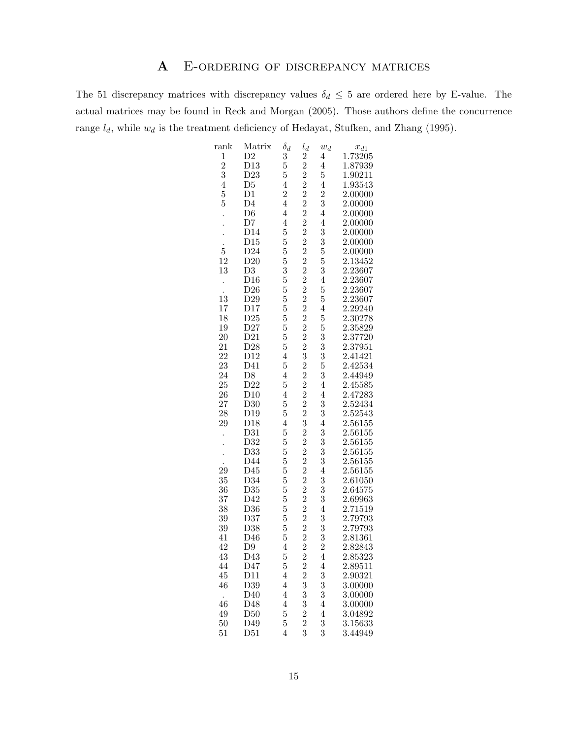# A E-ordering of discrepancy matrices

The 51 discrepancy matrices with discrepancy values $\delta_d \leq 5$ are ordered here by E-value. The actual matrices may be found in Reck and Morgan (2005). Those authors define the concurrence range $l_d$, while $w_d$ is the treatment deficiency of Hedayat, Stufken, and Zhang (1995).

| rank | Matrix | $\delta_d$ | $l_d$ | $w_d$ | $x_{d1}$ |
|---|---|---|---|---|---|
| 1 | D2 | 3 | 2 | 4 | 1.73205 |
| 2 | D13 | 5 | 2 | 4 | 1.87939 |
| 3 | D23 | 5 | 2 | 5 | 1.90211 |
| 4 | D5 | 4 | 2 | 4 | 1.93543 |
| 5 | D1 | 2 | 2 | 2 | 2.00000 |
| 5 | D4 | 4 | 2 | 3 | 2.00000 |
| . | D6 | 4 | 2 | 4 | 2.00000 |
| . | D7 | 4 | 2 | 4 | 2.00000 |
| . | D14 | 5 | 2 | 3 | 2.00000 |
| . | D15 | 5 | 2 | 3 | 2.00000 |
| 5 | D24 | 5 | 2 | 5 | 2.00000 |
| 12 | D20 | 5 | 2 | 5 | 2.13452 |
| 13 | D3 | 3 | 2 | 3 | 2.23607 |
| . | D16 | 5 | 2 | 4 | 2.23607 |
| . | D26 | 5 | 2 | 5 | 2.23607 |
| 13 | D29 | 5 | 2 | 5 | 2.23607 |
| 17 | D17 | 5 | 2 | 4 | 2.29240 |
| 18 | D25 | 5 | 2 | 5 | 2.30278 |
| 19 | D27 | 5 | 2 | 5 | 2.35829 |
| 20 | D21 | 5 | 2 | 3 | 2.37720 |
| 21 | D28 | 5 | 2 | 3 | 2.37951 |
| 22 | D12 | 4 | 3 | 3 | 2.41421 |
| 23 | D41 | 5 | 2 | 5 | 2.42534 |
| 24 | D8 | 4 | 2 | 3 | 2.44949 |
| 25 | D22 | 5 | 2 | 4 | 2.45585 |
| 26 | D10 | 4 | 2 | 4 | 2.47283 |
| 27 | D30 | 5 | 2 | 3 | 2.52434 |
| 28 | D19 | 5 | 2 | 3 | 2.52543 |
| 29 | D18 | 4 | 3 | 4 | 2.56155 |
| . | D31 | 5 | 2 | 3 | 2.56155 |
| . | D32 | 5 | 2 | 3 | 2.56155 |
| . | D33 | 5 | 2 | 3 | 2.56155 |
| . | D44 | 5 | 2 | 3 | 2.56155 |
| 29 | D45 | 5 | 2 | 4 | 2.56155 |
| 35 | D34 | 5 | 2 | 3 | 2.61050 |
| 36 | D35 | 5 | 2 | 3 | 2.64575 |
| 37 | D42 | 5 | 2 | 3 | 2.69963 |
| 38 | D36 | 5 | 2 | 4 | 2.71519 |
| 39 | D37 | 5 | 2 | 3 | 2.79793 |
| 39 | D38 | 5 | 2 | 3 | 2.79793 |
| 41 | D46 | 5 | 2 | 3 | 2.81361 |
| 42 | D9 | 4 | 2 | 2 | 2.82843 |
| 43 | D43 | 5 | 2 | 4 | 2.85323 |
| 44 | D47 | 5 | 2 | 4 | 2.89511 |
| 45 | D11 | 4 | 2 | 3 | 2.90321 |
| 46 | D39 | 4 | 3 | 3 | 3.00000 |
| . | D40 | 4 | 3 | 3 | 3.00000 |
| 46 | D48 | 4 | 3 | 4 | 3.00000 |
| 49 | D50 | 5 | 2 | 4 | 3.04892 |
| 50 | D49 | 5 | 2 | 3 | 3.15633 |
| 51 | D51 | 4 | 3 | 3 | 3.44949 |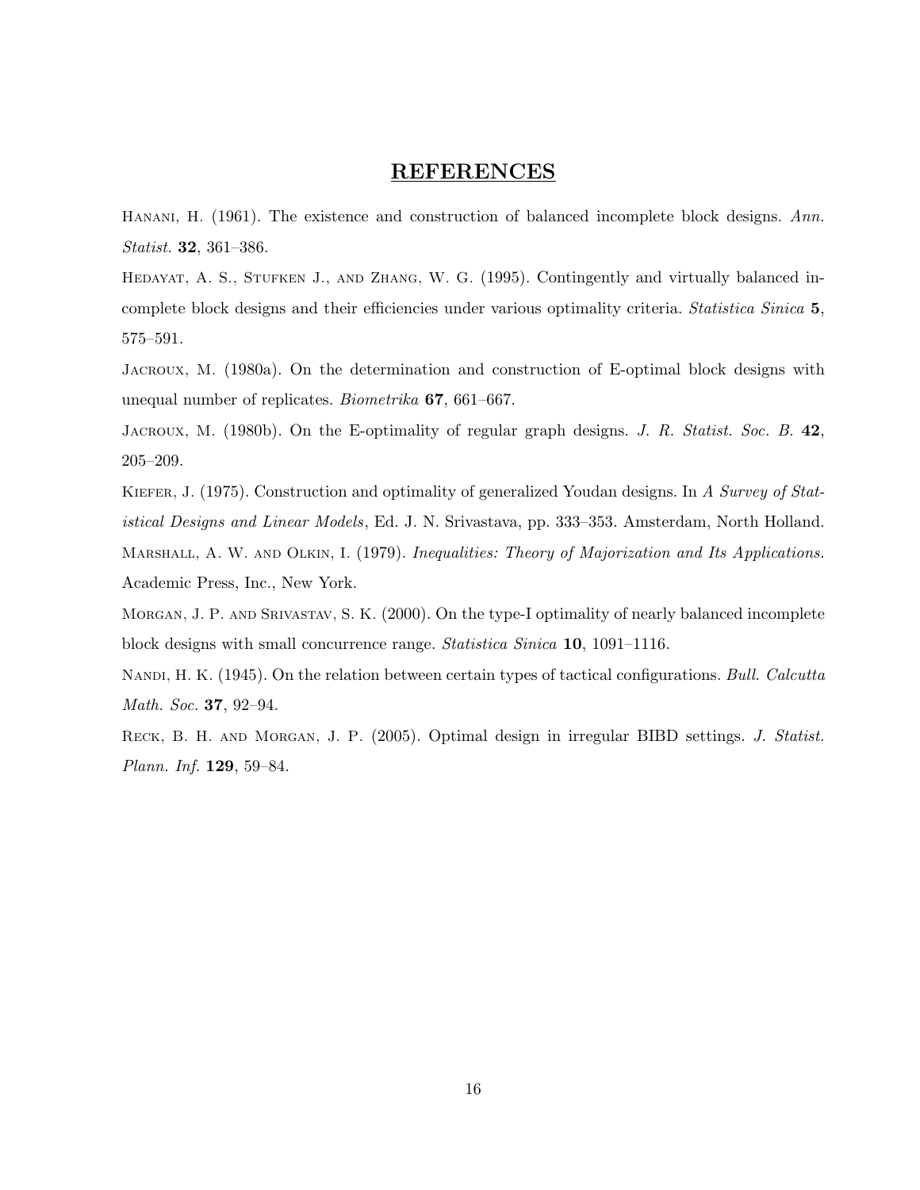## REFERENCES

Hanani, H. (1961). The existence and construction of balanced incomplete block designs. *Ann. Statist.* **32**, 361–386.

Hedayat, A. S., Stufken J., and Zhang, W. G. (1995). Contingently and virtually balanced incomplete block designs and their efficiencies under various optimality criteria. *Statistica Sinica* **5**, 575–591.

Jacroux, M. (1980a). On the determination and construction of E-optimal block designs with unequal number of replicates. *Biometrika* **67**, 661–667.

Jacroux, M. (1980b). On the E-optimality of regular graph designs. *J. R. Statist. Soc. B.* **42**, 205–209.

Kiefer, J. (1975). Construction and optimality of generalized Youdan designs. In *A Survey of Statistical Designs and Linear Models*, Ed. J. N. Srivastava, pp. 333–353. Amsterdam, North Holland.

Marshall, A. W. and Olkin, I. (1979). *Inequalities: Theory of Majorization and Its Applications.* Academic Press, Inc., New York.

Morgan, J. P. and Srivastav, S. K. (2000). On the type-I optimality of nearly balanced incomplete block designs with small concurrence range. *Statistica Sinica* **10**, 1091–1116.

Nandi, H. K. (1945). On the relation between certain types of tactical configurations. *Bull. Calcutta Math. Soc.* **37**, 92–94.

Reck, B. H. and Morgan, J. P. (2005). Optimal design in irregular BIBD settings. *J. Statist. Plann. Inf.* **129**, 59–84.